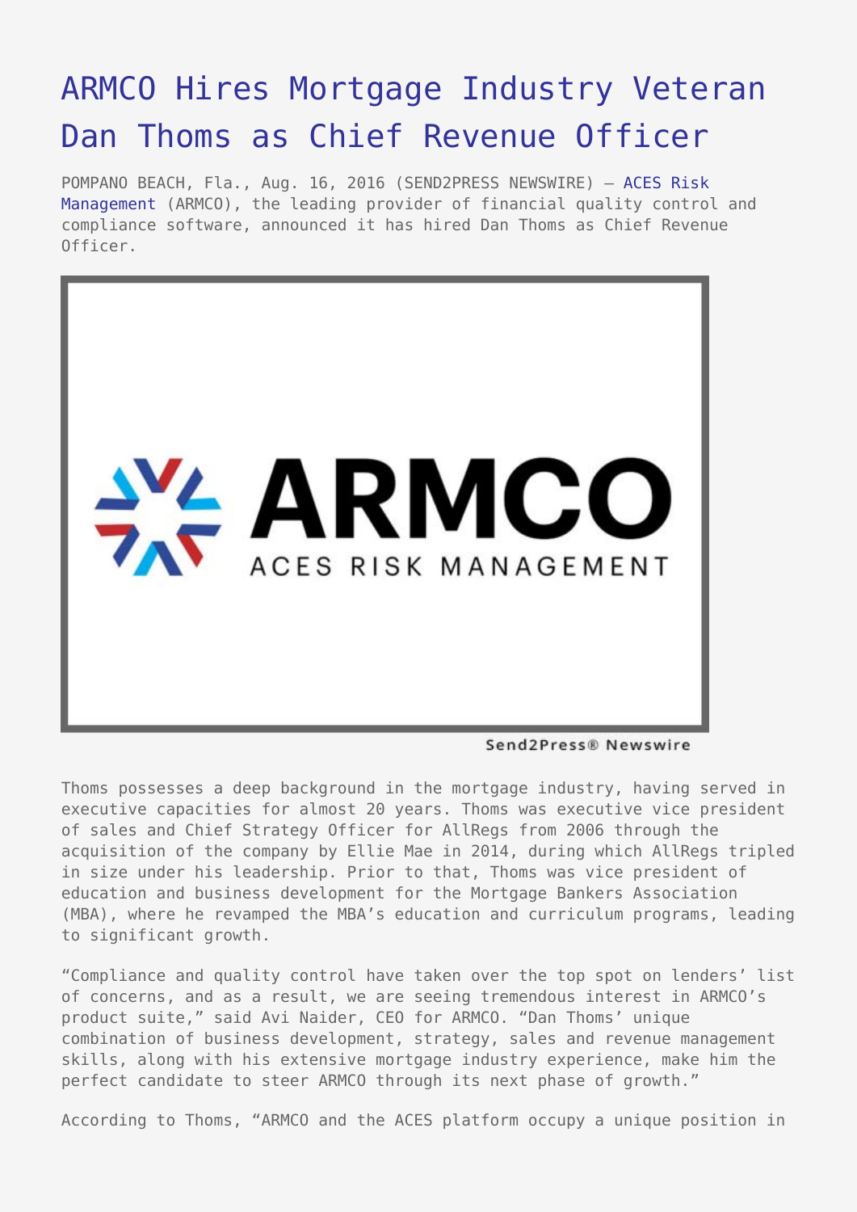# ARMCO Hires Mortgage Industry Veteran Dan Thoms as Chief Revenue Officer

POMPANO BEACH, Fla., Aug. 16, 2016 (SEND2PRESS NEWSWIRE) — ACES Risk Management (ARMCO), the leading provider of financial quality control and compliance software, announced it has hired Dan Thoms as Chief Revenue Officer.

Thoms possesses a deep background in the mortgage industry, having served in executive capacities for almost 20 years. Thoms was executive vice president of sales and Chief Strategy Officer for AllRegs from 2006 through the acquisition of the company by Ellie Mae in 2014, during which AllRegs tripled in size under his leadership. Prior to that, Thoms was vice president of education and business development for the Mortgage Bankers Association (MBA), where he revamped the MBA's education and curriculum programs, leading to significant growth.

"Compliance and quality control have taken over the top spot on lenders' list of concerns, and as a result, we are seeing tremendous interest in ARMCO's product suite," said Avi Naider, CEO for ARMCO. "Dan Thoms' unique combination of business development, strategy, sales and revenue management skills, along with his extensive mortgage industry experience, make him the perfect candidate to steer ARMCO through its next phase of growth."

According to Thoms, "ARMCO and the ACES platform occupy a unique position in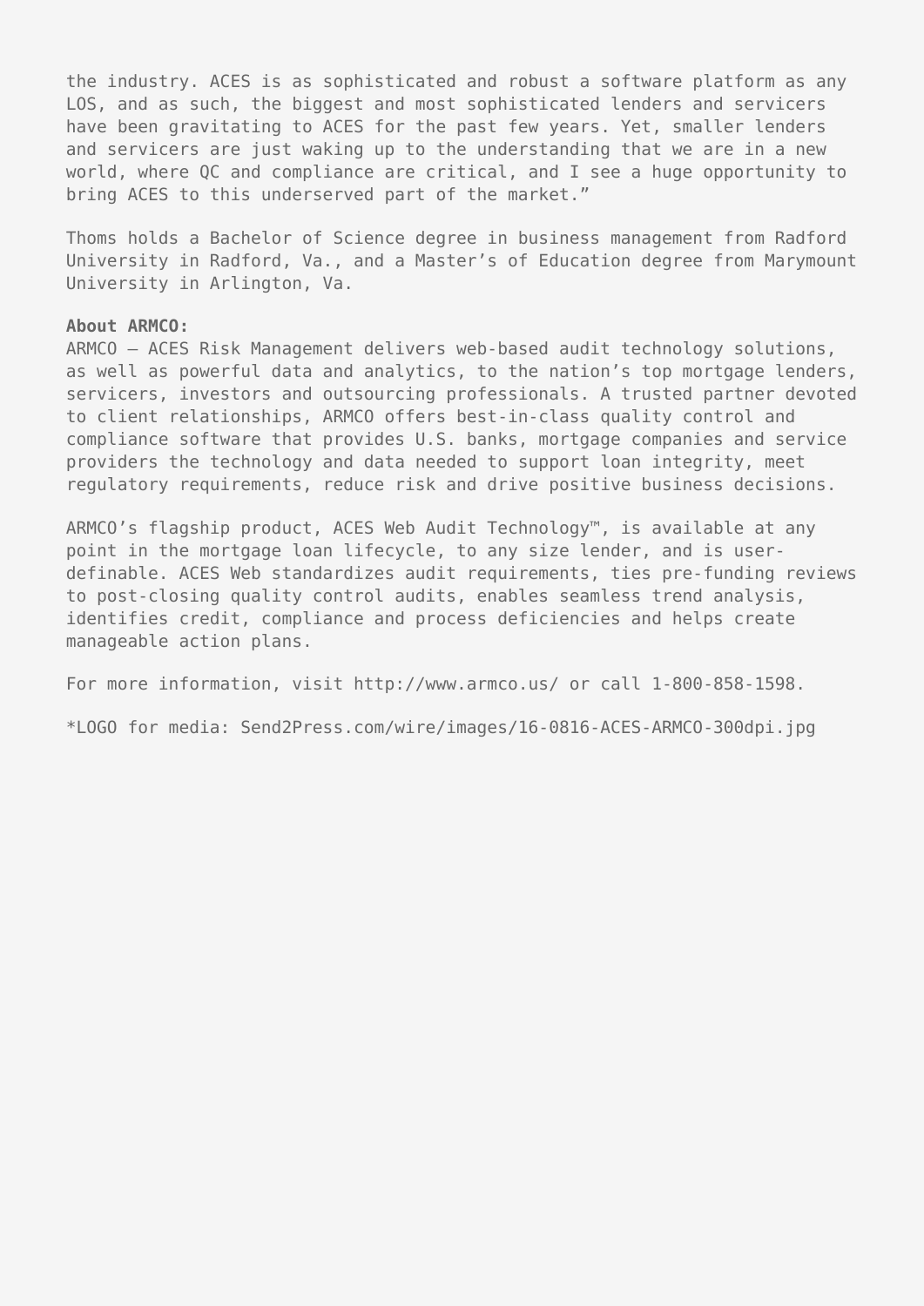the industry. ACES is as sophisticated and robust a software platform as any LOS, and as such, the biggest and most sophisticated lenders and servicers have been gravitating to ACES for the past few years. Yet, smaller lenders and servicers are just waking up to the understanding that we are in a new world, where QC and compliance are critical, and I see a huge opportunity to bring ACES to this underserved part of the market."

Thoms holds a Bachelor of Science degree in business management from Radford University in Radford, Va., and a Master's of Education degree from Marymount University in Arlington, Va.

**About ARMCO:**
ARMCO – ACES Risk Management delivers web-based audit technology solutions, as well as powerful data and analytics, to the nation's top mortgage lenders, servicers, investors and outsourcing professionals. A trusted partner devoted to client relationships, ARMCO offers best-in-class quality control and compliance software that provides U.S. banks, mortgage companies and service providers the technology and data needed to support loan integrity, meet regulatory requirements, reduce risk and drive positive business decisions.

ARMCO's flagship product, ACES Web Audit Technology™, is available at any point in the mortgage loan lifecycle, to any size lender, and is user-definable. ACES Web standardizes audit requirements, ties pre-funding reviews to post-closing quality control audits, enables seamless trend analysis, identifies credit, compliance and process deficiencies and helps create manageable action plans.

For more information, visit http://www.armco.us/ or call 1-800-858-1598.

*LOGO for media: Send2Press.com/wire/images/16-0816-ACES-ARMCO-300dpi.jpg